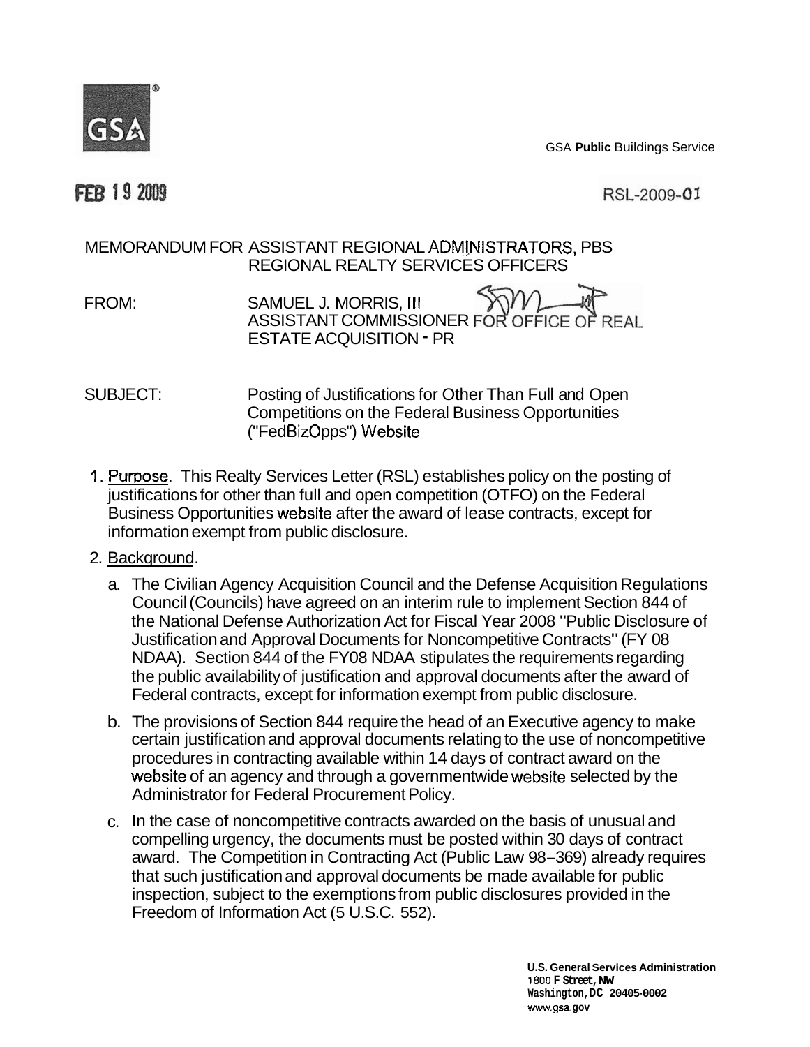GSA Public Buildings Service

FEB 19 2009

RSL-2009-01

MEMORANDUM FOR ASSISTANT REGIONAL ADMINISTRATORS, PBS
REGIONAL REALTY SERVICES OFFICERS

FROM: SAMUEL J. MORRIS, III
ASSISTANT COMMISSIONER FOR OFFICE OF REAL ESTATE ACQUISITION - PR

SUBJECT: Posting of Justifications for Other Than Full and Open Competitions on the Federal Business Opportunities ("FedBizOpps") Website

1. Purpose. This Realty Services Letter (RSL) establishes policy on the posting of justifications for other than full and open competition (OTFO) on the Federal Business Opportunities website after the award of lease contracts, except for information exempt from public disclosure.

2. Background.

   a. The Civilian Agency Acquisition Council and the Defense Acquisition Regulations Council (Councils) have agreed on an interim rule to implement Section 844 of the National Defense Authorization Act for Fiscal Year 2008 "Public Disclosure of Justification and Approval Documents for Noncompetitive Contracts" (FY 08 NDAA). Section 844 of the FY08 NDAA stipulates the requirements regarding the public availability of justification and approval documents after the award of Federal contracts, except for information exempt from public disclosure.

   b. The provisions of Section 844 require the head of an Executive agency to make certain justification and approval documents relating to the use of noncompetitive procedures in contracting available within 14 days of contract award on the website of an agency and through a governmentwide website selected by the Administrator for Federal Procurement Policy.

   c. In the case of noncompetitive contracts awarded on the basis of unusual and compelling urgency, the documents must be posted within 30 days of contract award. The Competition in Contracting Act (Public Law 98–369) already requires that such justification and approval documents be made available for public inspection, subject to the exemptions from public disclosures provided in the Freedom of Information Act (5 U.S.C. 552).

U.S. General Services Administration
1800 F Street, NW
Washington, DC 20405-0002
www.gsa.gov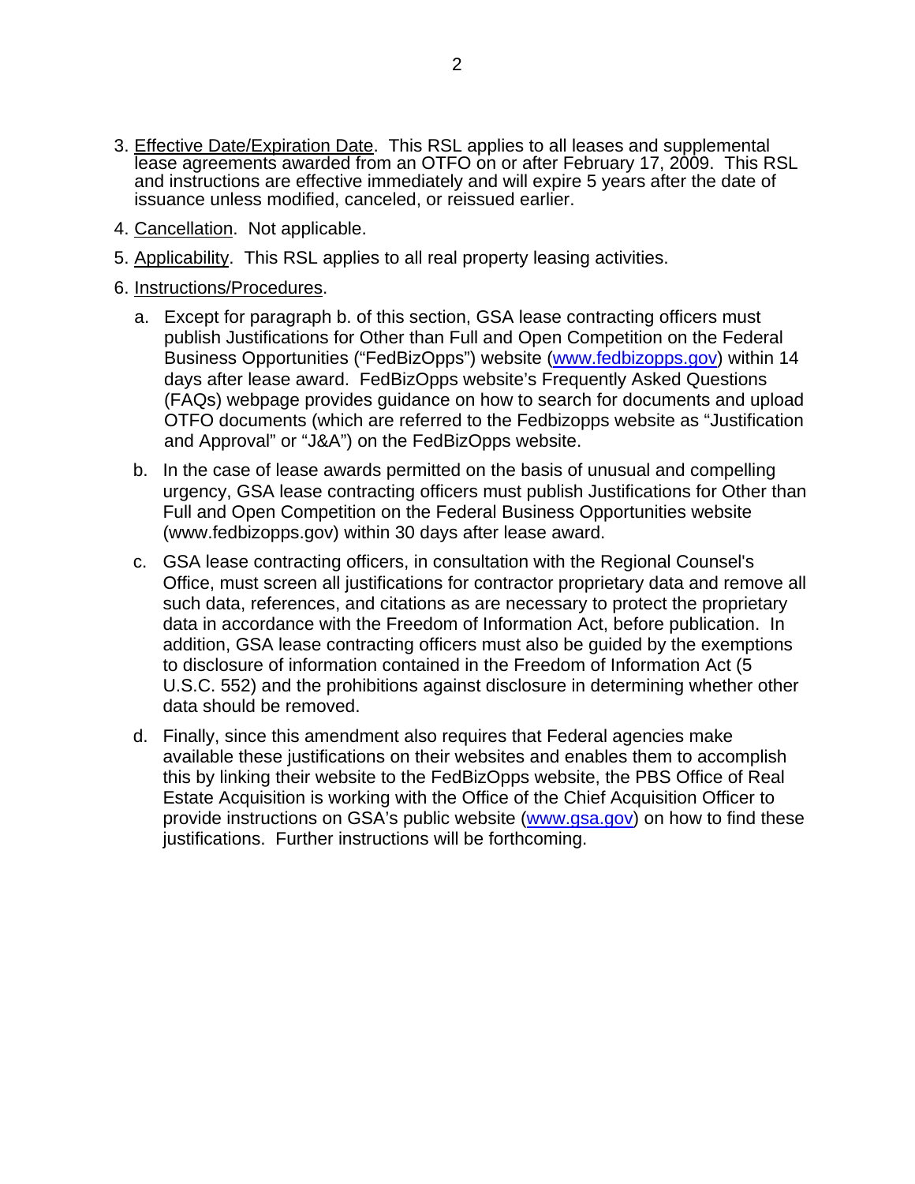3. Effective Date/Expiration Date. This RSL applies to all leases and supplemental lease agreements awarded from an OTFO on or after February 17, 2009. This RSL and instructions are effective immediately and will expire 5 years after the date of issuance unless modified, canceled, or reissued earlier.

4. Cancellation. Not applicable.

5. Applicability. This RSL applies to all real property leasing activities.

6. Instructions/Procedures.

   a. Except for paragraph b. of this section, GSA lease contracting officers must publish Justifications for Other than Full and Open Competition on the Federal Business Opportunities ("FedBizOpps") website (www.fedbizopps.gov) within 14 days after lease award. FedBizOpps website's Frequently Asked Questions (FAQs) webpage provides guidance on how to search for documents and upload OTFO documents (which are referred to the Fedbizopps website as "Justification and Approval" or "J&A") on the FedBizOpps website.

   b. In the case of lease awards permitted on the basis of unusual and compelling urgency, GSA lease contracting officers must publish Justifications for Other than Full and Open Competition on the Federal Business Opportunities website (www.fedbizopps.gov) within 30 days after lease award.

   c. GSA lease contracting officers, in consultation with the Regional Counsel's Office, must screen all justifications for contractor proprietary data and remove all such data, references, and citations as are necessary to protect the proprietary data in accordance with the Freedom of Information Act, before publication. In addition, GSA lease contracting officers must also be guided by the exemptions to disclosure of information contained in the Freedom of Information Act (5 U.S.C. 552) and the prohibitions against disclosure in determining whether other data should be removed.

   d. Finally, since this amendment also requires that Federal agencies make available these justifications on their websites and enables them to accomplish this by linking their website to the FedBizOpps website, the PBS Office of Real Estate Acquisition is working with the Office of the Chief Acquisition Officer to provide instructions on GSA's public website (www.gsa.gov) on how to find these justifications. Further instructions will be forthcoming.